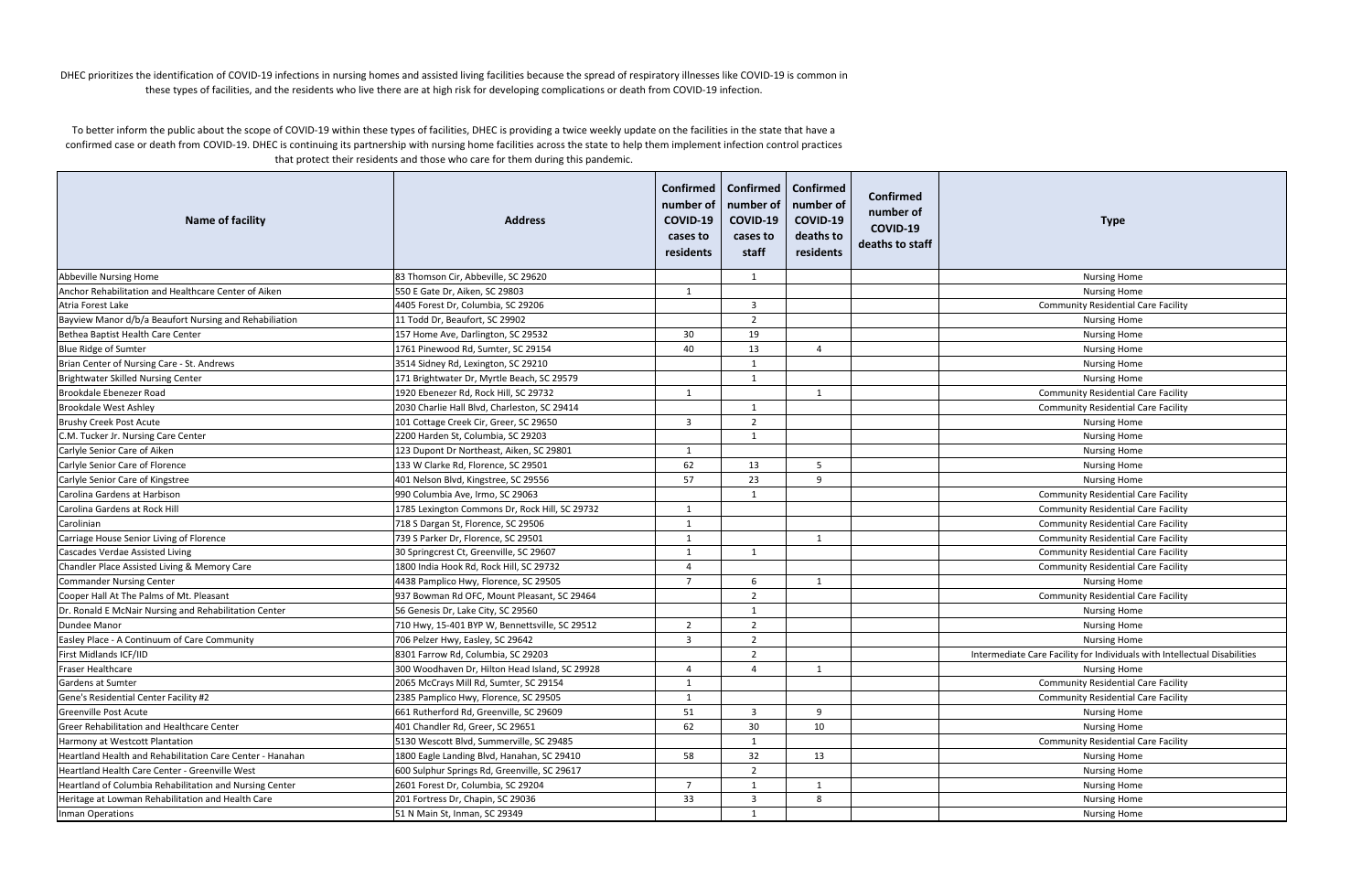DHEC prioritizes the identification of COVID-19 infections in nursing homes and assisted living facilities because the spread of respiratory illnesses like COVID-19 is common in these types of facilities, and the residents who live there are at high risk for developing complications or death from COVID-19 infection.

To better inform the public about the scope of COVID-19 within these types of facilities, DHEC is providing a twice weekly update on the facilities in the state that have a confirmed case or death from COVID-19. DHEC is continuing its partnership with nursing home facilities across the state to help them implement infection control practices that protect their residents and those who care for them during this pandemic.

| Name of facility | Address | Confirmed number of COVID-19 cases to residents | Confirmed number of COVID-19 cases to staff | Confirmed number of COVID-19 deaths to residents | Confirmed number of COVID-19 deaths to staff | Type |
|---|---|---|---|---|---|---|
| Abbeville Nursing Home | 83 Thomson Cir, Abbeville, SC 29620 | | 1 | | | Nursing Home |
| Anchor Rehabilitation and Healthcare Center of Aiken | 550 E Gate Dr, Aiken, SC 29803 | 1 | | | | Nursing Home |
| Atria Forest Lake | 4405 Forest Dr, Columbia, SC 29206 | | 3 | | | Community Residential Care Facility |
| Bayview Manor d/b/a Beaufort Nursing and Rehabilitation | 11 Todd Dr, Beaufort, SC 29902 | | 2 | | | Nursing Home |
| Bethea Baptist Health Care Center | 157 Home Ave, Darlington, SC 29532 | 30 | 19 | | | Nursing Home |
| Blue Ridge of Sumter | 1761 Pinewood Rd, Sumter, SC 29154 | 40 | 13 | 4 | | Nursing Home |
| Brian Center of Nursing Care - St. Andrews | 3514 Sidney Rd, Lexington, SC 29210 | | 1 | | | Nursing Home |
| Brightwater Skilled Nursing Center | 171 Brightwater Dr, Myrtle Beach, SC 29579 | | 1 | | | Nursing Home |
| Brookdale Ebenezer Road | 1920 Ebenezer Rd, Rock Hill, SC 29732 | 1 | | 1 | | Community Residential Care Facility |
| Brookdale West Ashley | 2030 Charlie Hall Blvd, Charleston, SC 29414 | | 1 | | | Community Residential Care Facility |
| Brushy Creek Post Acute | 101 Cottage Creek Cir, Greer, SC 29650 | 3 | 2 | | | Nursing Home |
| C.M. Tucker Jr. Nursing Care Center | 2200 Harden St, Columbia, SC 29203 | | 1 | | | Nursing Home |
| Carlyle Senior Care of Aiken | 123 Dupont Dr Northeast, Aiken, SC 29801 | 1 | | | | Nursing Home |
| Carlyle Senior Care of Florence | 133 W Clarke Rd, Florence, SC 29501 | 62 | 13 | 5 | | Nursing Home |
| Carlyle Senior Care of Kingstree | 401 Nelson Blvd, Kingstree, SC 29556 | 57 | 23 | 9 | | Nursing Home |
| Carolina Gardens at Harbison | 990 Columbia Ave, Irmo, SC 29063 | | 1 | | | Community Residential Care Facility |
| Carolina Gardens at Rock Hill | 1785 Lexington Commons Dr, Rock Hill, SC 29732 | 1 | | | | Community Residential Care Facility |
| Carolinian | 718 S Dargan St, Florence, SC 29506 | 1 | | | | Community Residential Care Facility |
| Carriage House Senior Living of Florence | 739 S Parker Dr, Florence, SC 29501 | 1 | | 1 | | Community Residential Care Facility |
| Cascades Verdae Assisted Living | 30 Springcrest Ct, Greenville, SC 29607 | 1 | 1 | | | Community Residential Care Facility |
| Chandler Place Assisted Living & Memory Care | 1800 India Hook Rd, Rock Hill, SC 29732 | 4 | | | | Community Residential Care Facility |
| Commander Nursing Center | 4438 Pamplico Hwy, Florence, SC 29505 | 7 | 6 | 1 | | Nursing Home |
| Cooper Hall At The Palms of Mt. Pleasant | 937 Bowman Rd OFC, Mount Pleasant, SC 29464 | | 2 | | | Community Residential Care Facility |
| Dr. Ronald E McNair Nursing and Rehabilitation Center | 56 Genesis Dr, Lake City, SC 29560 | | 1 | | | Nursing Home |
| Dundee Manor | 710 Hwy, 15-401 BYP W, Bennettsville, SC 29512 | 2 | 2 | | | Nursing Home |
| Easley Place - A Continuum of Care Community | 706 Pelzer Hwy, Easley, SC 29642 | 3 | 2 | | | Nursing Home |
| First Midlands ICF/IID | 8301 Farrow Rd, Columbia, SC 29203 | | 2 | | | Intermediate Care Facility for Individuals with Intellectual Disabilities |
| Fraser Healthcare | 300 Woodhaven Dr, Hilton Head Island, SC 29928 | 4 | 4 | 1 | | Nursing Home |
| Gardens at Sumter | 2065 McCrays Mill Rd, Sumter, SC 29154 | 1 | | | | Community Residential Care Facility |
| Gene's Residential Center Facility #2 | 2385 Pamplico Hwy, Florence, SC 29505 | 1 | | | | Community Residential Care Facility |
| Greenville Post Acute | 661 Rutherford Rd, Greenville, SC 29609 | 51 | 3 | 9 | | Nursing Home |
| Greer Rehabilitation and Healthcare Center | 401 Chandler Rd, Greer, SC 29651 | 62 | 30 | 10 | | Nursing Home |
| Harmony at Westcott Plantation | 5130 Wescott Blvd, Summerville, SC 29485 | | 1 | | | Community Residential Care Facility |
| Heartland Health and Rehabilitation Care Center - Hanahan | 1800 Eagle Landing Blvd, Hanahan, SC 29410 | 58 | 32 | 13 | | Nursing Home |
| Heartland Health Care Center - Greenville West | 600 Sulphur Springs Rd, Greenville, SC 29617 | | 2 | | | Nursing Home |
| Heartland of Columbia Rehabilitation and Nursing Center | 2601 Forest Dr, Columbia, SC 29204 | 7 | 1 | 1 | | Nursing Home |
| Heritage at Lowman Rehabilitation and Health Care | 201 Fortress Dr, Chapin, SC 29036 | 33 | 3 | 8 | | Nursing Home |
| Inman Operations | 51 N Main St, Inman, SC 29349 | | 1 | | | Nursing Home |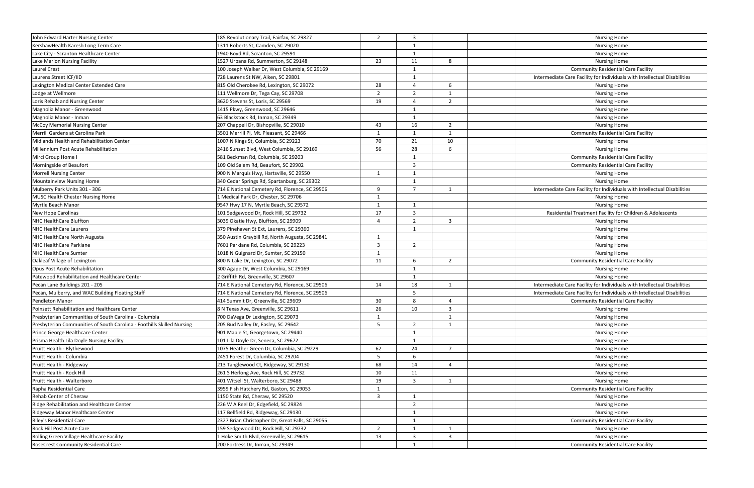| | | | | | | |
|---|---|---|---|---|---|---|
| John Edward Harter Nursing Center | 185 Revolutionary Trail, Fairfax, SC 29827 | 2 | 3 | | | Nursing Home |
| KershawHealth Karesh Long Term Care | 1311 Roberts St, Camden, SC 29020 | | 1 | | | Nursing Home |
| Lake City - Scranton Healthcare Center | 1940 Boyd Rd, Scranton, SC 29591 | | 1 | | | Nursing Home |
| Lake Marion Nursing Facility | 1527 Urbana Rd, Summerton, SC 29148 | 23 | 11 | 8 | | Nursing Home |
| Laurel Crest | 100 Joseph Walker Dr, West Columbia, SC 29169 | | 1 | | | Community Residential Care Facility |
| Laurens Street ICF/IID | 728 Laurens St NW, Aiken, SC 29801 | | 1 | | | Intermediate Care Facility for Individuals with Intellectual Disabilities |
| Lexington Medical Center Extended Care | 815 Old Cherokee Rd, Lexington, SC 29072 | 28 | 4 | 6 | | Nursing Home |
| Lodge at Wellmore | 111 Wellmore Dr, Tega Cay, SC 29708 | 2 | 2 | 1 | | Nursing Home |
| Loris Rehab and Nursing Center | 3620 Stevens St, Loris, SC 29569 | 19 | 4 | 2 | | Nursing Home |
| Magnolia Manor - Greenwood | 1415 Pkwy, Greenwood, SC 29646 | | 1 | | | Nursing Home |
| Magnolia Manor - Inman | 63 Blackstock Rd, Inman, SC 29349 | | 1 | | | Nursing Home |
| McCoy Memorial Nursing Center | 207 Chappell Dr, Bishopville, SC 29010 | 43 | 16 | 2 | | Nursing Home |
| Merrill Gardens at Carolina Park | 3501 Merrill Pl, Mt. Pleasant, SC 29466 | 1 | 1 | 1 | | Community Residential Care Facility |
| Midlands Health and Rehabilitation Center | 1007 N Kings St, Columbia, SC 29223 | 70 | 21 | 10 | | Nursing Home |
| Millennium Post Acute Rehabilitation | 2416 Sunset Blvd, West Columbia, SC 29169 | 56 | 28 | 6 | | Nursing Home |
| Mirci Group Home I | 581 Beckman Rd, Columbia, SC 29203 | | 1 | | | Community Residential Care Facility |
| Morningside of Beaufort | 109 Old Salem Rd, Beaufort, SC 29902 | | 3 | | | Community Residential Care Facility |
| Morrell Nursing Center | 900 N Marquis Hwy, Hartsville, SC 29550 | 1 | 1 | | | Nursing Home |
| Mountainview Nursing Home | 340 Cedar Springs Rd, Spartanburg, SC 29302 | | 1 | | | Nursing Home |
| Mulberry Park Units 301 - 306 | 714 E National Cemetery Rd, Florence, SC 29506 | 9 | 7 | 1 | | Intermediate Care Facility for Individuals with Intellectual Disabilities |
| MUSC Health Chester Nursing Home | 1 Medical Park Dr, Chester, SC 29706 | 1 | | | | Nursing Home |
| Myrtle Beach Manor | 9547 Hwy 17 N, Myrtle Beach, SC 29572 | 1 | 1 | | | Nursing Home |
| New Hope Carolinas | 101 Sedgewood Dr, Rock Hill, SC 29732 | 17 | 3 | | | Residential Treatment Facility for Children & Adolescents |
| NHC HealthCare Bluffton | 3039 Okatie Hwy, Bluffton, SC 29909 | 4 | 2 | 3 | | Nursing Home |
| NHC HealthCare Laurens | 379 Pinehaven St Ext, Laurens, SC 29360 | | 1 | | | Nursing Home |
| NHC HealthCare North Augusta | 350 Austin Graybill Rd, North Augusta, SC 29841 | 1 | | | | Nursing Home |
| NHC HealthCare Parklane | 7601 Parklane Rd, Columbia, SC 29223 | 3 | 2 | | | Nursing Home |
| NHC HealthCare Sumter | 1018 N Guignard Dr, Sumter, SC 29150 | 1 | | | | Nursing Home |
| Oakleaf Village of Lexington | 800 N Lake Dr, Lexington, SC 29072 | 11 | 6 | 2 | | Community Residential Care Facility |
| Opus Post Acute Rehabilitation | 300 Agape Dr, West Columbia, SC 29169 | | 1 | | | Nursing Home |
| Patewood Rehabilitation and Healthcare Center | 2 Griffith Rd, Greenville, SC 29607 | | 1 | | | Nursing Home |
| Pecan Lane Buildings 201 - 205 | 714 E National Cemetery Rd, Florence, SC 29506 | 14 | 18 | 1 | | Intermediate Care Facility for Individuals with Intellectual Disabilities |
| Pecan, Mulberry, and WAC Building Floating Staff | 714 E National Cemetery Rd, Florence, SC 29506 | | 5 | | | Intermediate Care Facility for Individuals with Intellectual Disabilities |
| Pendleton Manor | 414 Summit Dr, Greenville, SC 29609 | 30 | 8 | 4 | | Community Residential Care Facility |
| Poinsett Rehabilitation and Healthcare Center | 8 N Texas Ave, Greenville, SC 29611 | 26 | 10 | 3 | | Nursing Home |
| Presbyterian Communities of South Carolina - Columbia | 700 DaVega Dr Lexington, SC 29073 | 1 | | 1 | | Nursing Home |
| Presbyterian Communities of South Carolina - Foothills Skilled Nursing | 205 Bud Nalley Dr, Easley, SC 29642 | 5 | 2 | 1 | | Nursing Home |
| Prince George Healthcare Center | 901 Maple St, Georgetown, SC 29440 | | 1 | | | Nursing Home |
| Prisma Health Lila Doyle Nursing Facility | 101 Lila Doyle Dr, Seneca, SC 29672 | | 1 | | | Nursing Home |
| Pruitt Health - Blythewood | 1075 Heather Green Dr, Columbia, SC 29229 | 62 | 24 | 7 | | Nursing Home |
| Pruitt Health - Columbia | 2451 Forest Dr, Columbia, SC 29204 | 5 | 6 | | | Nursing Home |
| Pruitt Health - Ridgeway | 213 Tanglewood Ct, Ridgeway, SC 29130 | 68 | 14 | 4 | | Nursing Home |
| Pruitt Health - Rock Hill | 261 S Herlong Ave, Rock Hill, SC 29732 | 10 | 11 | | | Nursing Home |
| Pruitt Health - Walterboro | 401 Witsell St, Walterboro, SC 29488 | 19 | 3 | 1 | | Nursing Home |
| Rapha Residential Care | 3959 Fish Hatchery Rd, Gaston, SC 29053 | 1 | | | | Community Residential Care Facility |
| Rehab Center of Cheraw | 1150 State Rd, Cheraw, SC 29520 | 3 | 1 | | | Nursing Home |
| Ridge Rehabilitation and Healthcare Center | 226 W A Reel Dr, Edgefield, SC 29824 | | 2 | | | Nursing Home |
| Ridgeway Manor Healthcare Center | 117 Bellfield Rd, Ridgeway, SC 29130 | | 1 | | | Nursing Home |
| Riley's Residential Care | 2327 Brian Christopher Dr, Great Falls, SC 29055 | | 1 | | | Community Residential Care Facility |
| Rock Hill Post Acute Care | 159 Sedgewood Dr, Rock Hill, SC 29732 | 2 | 1 | 1 | | Nursing Home |
| Rolling Green Village Healthcare Facility | 1 Hoke Smith Blvd, Greenville, SC 29615 | 13 | 3 | 3 | | Nursing Home |
| RoseCrest Community Residential Care | 200 Fortress Dr, Inman, SC 29349 | | 1 | | | Community Residential Care Facility |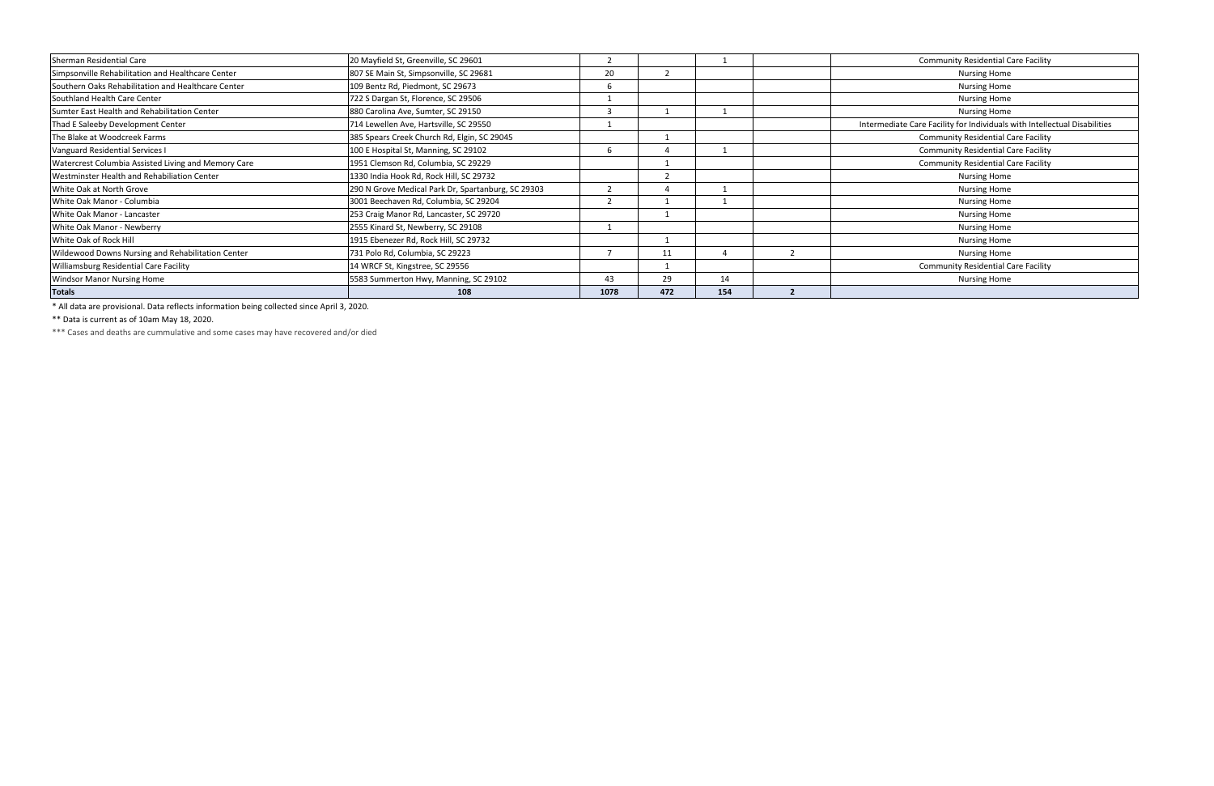| | | | | | | |
|---|---|---|---|---|---|---|
| Sherman Residential Care | 20 Mayfield St, Greenville, SC 29601 | 2 | | 1 | | Community Residential Care Facility |
| Simpsonville Rehabilitation and Healthcare Center | 807 SE Main St, Simpsonville, SC 29681 | 20 | 2 | | | Nursing Home |
| Southern Oaks Rehabilitation and Healthcare Center | 109 Bentz Rd, Piedmont, SC 29673 | 6 | | | | Nursing Home |
| Southland Health Care Center | 722 S Dargan St, Florence, SC 29506 | 1 | | | | Nursing Home |
| Sumter East Health and Rehabilitation Center | 880 Carolina Ave, Sumter, SC 29150 | 3 | 1 | 1 | | Nursing Home |
| Thad E Saleeby Development Center | 714 Lewellen Ave, Hartsville, SC 29550 | 1 | | | | Intermediate Care Facility for Individuals with Intellectual Disabilities |
| The Blake at Woodcreek Farms | 385 Spears Creek Church Rd, Elgin, SC 29045 | | 1 | | | Community Residential Care Facility |
| Vanguard Residential Services I | 100 E Hospital St, Manning, SC 29102 | 6 | 4 | 1 | | Community Residential Care Facility |
| Watercrest Columbia Assisted Living and Memory Care | 1951 Clemson Rd, Columbia, SC 29229 | | 1 | | | Community Residential Care Facility |
| Westminster Health and Rehabiliation Center | 1330 India Hook Rd, Rock Hill, SC 29732 | | 2 | | | Nursing Home |
| White Oak at North Grove | 290 N Grove Medical Park Dr, Spartanburg, SC 29303 | 2 | 4 | 1 | | Nursing Home |
| White Oak Manor - Columbia | 3001 Beechaven Rd, Columbia, SC 29204 | 2 | 1 | 1 | | Nursing Home |
| White Oak Manor - Lancaster | 253 Craig Manor Rd, Lancaster, SC 29720 | | 1 | | | Nursing Home |
| White Oak Manor - Newberry | 2555 Kinard St, Newberry, SC 29108 | 1 | | | | Nursing Home |
| White Oak of Rock Hill | 1915 Ebenezer Rd, Rock Hill, SC 29732 | | 1 | | | Nursing Home |
| Wildewood Downs Nursing and Rehabilitation Center | 731 Polo Rd, Columbia, SC 29223 | 7 | 11 | 4 | 2 | Nursing Home |
| Williamsburg Residential Care Facility | 14 WRCF St, Kingstree, SC 29556 | | 1 | | | Community Residential Care Facility |
| Windsor Manor Nursing Home | 5583 Summerton Hwy, Manning, SC 29102 | 43 | 29 | 14 | | Nursing Home |
| **Totals** | **108** | **1078** | **472** | **154** | **2** | |

* All data are provisional. Data reflects information being collected since April 3, 2020.

** Data is current as of 10am May 18, 2020.

*** Cases and deaths are cummulative and some cases may have recovered and/or died